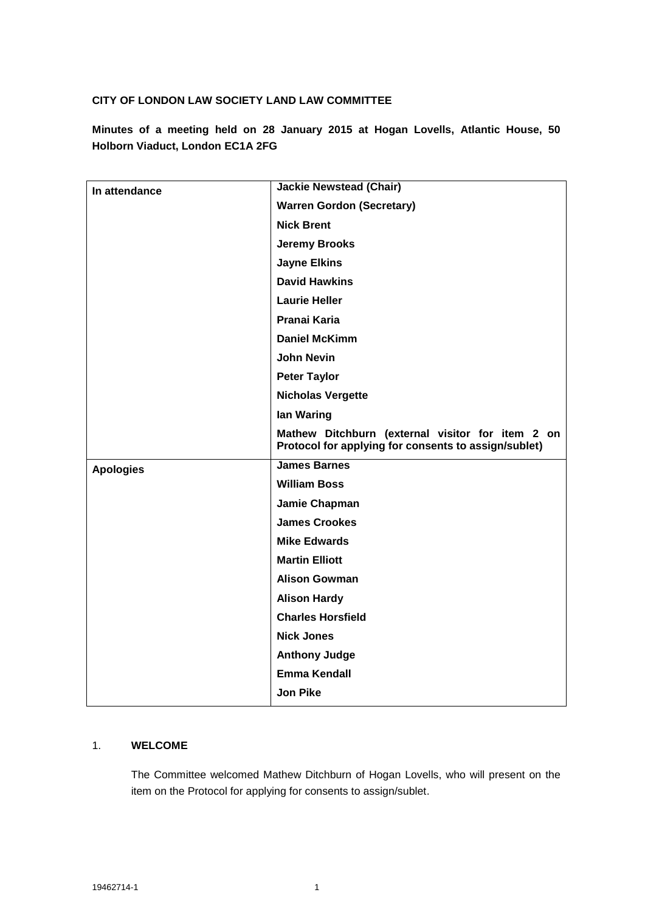**CITY OF LONDON LAW SOCIETY LAND LAW COMMITTEE**

**Minutes of a meeting held on 28 January 2015 at Hogan Lovells, Atlantic House, 50 Holborn Viaduct, London EC1A 2FG**

| | |
|---|---|
| **In attendance** | **Jackie Newstead (Chair)** |
| | **Warren Gordon (Secretary)** |
| | **Nick Brent** |
| | **Jeremy Brooks** |
| | **Jayne Elkins** |
| | **David Hawkins** |
| | **Laurie Heller** |
| | **Pranai Karia** |
| | **Daniel McKimm** |
| | **John Nevin** |
| | **Peter Taylor** |
| | **Nicholas Vergette** |
| | **Ian Waring** |
| | **Mathew Ditchburn (external visitor for item 2 on Protocol for applying for consents to assign/sublet)** |
| **Apologies** | **James Barnes** |
| | **William Boss** |
| | **Jamie Chapman** |
| | **James Crookes** |
| | **Mike Edwards** |
| | **Martin Elliott** |
| | **Alison Gowman** |
| | **Alison Hardy** |
| | **Charles Horsfield** |
| | **Nick Jones** |
| | **Anthony Judge** |
| | **Emma Kendall** |
| | **Jon Pike** |

1. **WELCOME**

   The Committee welcomed Mathew Ditchburn of Hogan Lovells, who will present on the item on the Protocol for applying for consents to assign/sublet.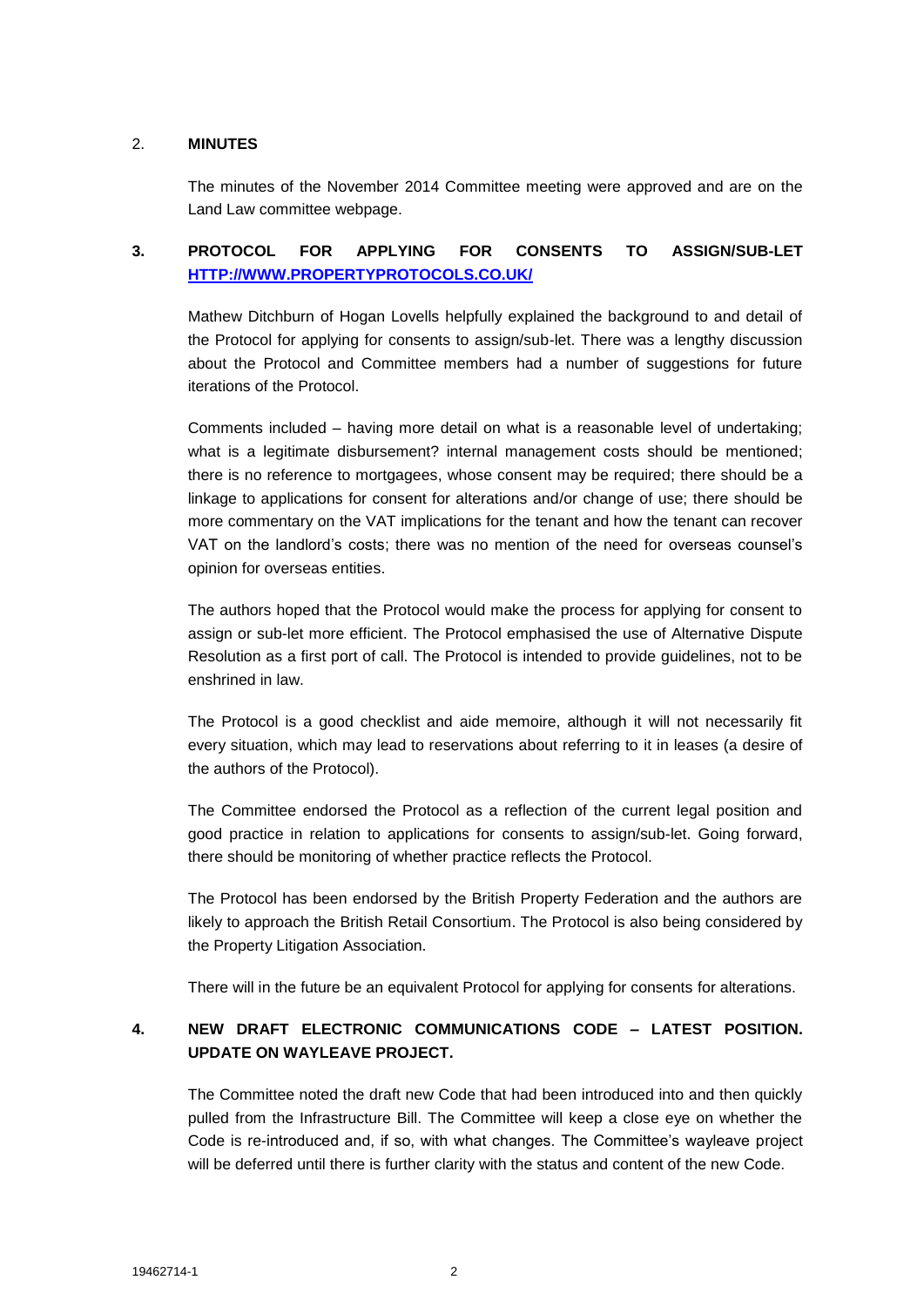## 2. MINUTES

The minutes of the November 2014 Committee meeting were approved and are on the Land Law committee webpage.

## 3. PROTOCOL FOR APPLYING FOR CONSENTS TO ASSIGN/SUB-LET [HTTP://WWW.PROPERTYPROTOCOLS.CO.UK/](http://www.propertyprotocols.co.uk/)

Mathew Ditchburn of Hogan Lovells helpfully explained the background to and detail of the Protocol for applying for consents to assign/sub-let. There was a lengthy discussion about the Protocol and Committee members had a number of suggestions for future iterations of the Protocol.

Comments included – having more detail on what is a reasonable level of undertaking; what is a legitimate disbursement? internal management costs should be mentioned; there is no reference to mortgagees, whose consent may be required; there should be a linkage to applications for consent for alterations and/or change of use; there should be more commentary on the VAT implications for the tenant and how the tenant can recover VAT on the landlord's costs; there was no mention of the need for overseas counsel's opinion for overseas entities.

The authors hoped that the Protocol would make the process for applying for consent to assign or sub-let more efficient. The Protocol emphasised the use of Alternative Dispute Resolution as a first port of call. The Protocol is intended to provide guidelines, not to be enshrined in law.

The Protocol is a good checklist and aide memoire, although it will not necessarily fit every situation, which may lead to reservations about referring to it in leases (a desire of the authors of the Protocol).

The Committee endorsed the Protocol as a reflection of the current legal position and good practice in relation to applications for consents to assign/sub-let. Going forward, there should be monitoring of whether practice reflects the Protocol.

The Protocol has been endorsed by the British Property Federation and the authors are likely to approach the British Retail Consortium. The Protocol is also being considered by the Property Litigation Association.

There will in the future be an equivalent Protocol for applying for consents for alterations.

## 4. NEW DRAFT ELECTRONIC COMMUNICATIONS CODE – LATEST POSITION. UPDATE ON WAYLEAVE PROJECT.

The Committee noted the draft new Code that had been introduced into and then quickly pulled from the Infrastructure Bill. The Committee will keep a close eye on whether the Code is re-introduced and, if so, with what changes. The Committee's wayleave project will be deferred until there is further clarity with the status and content of the new Code.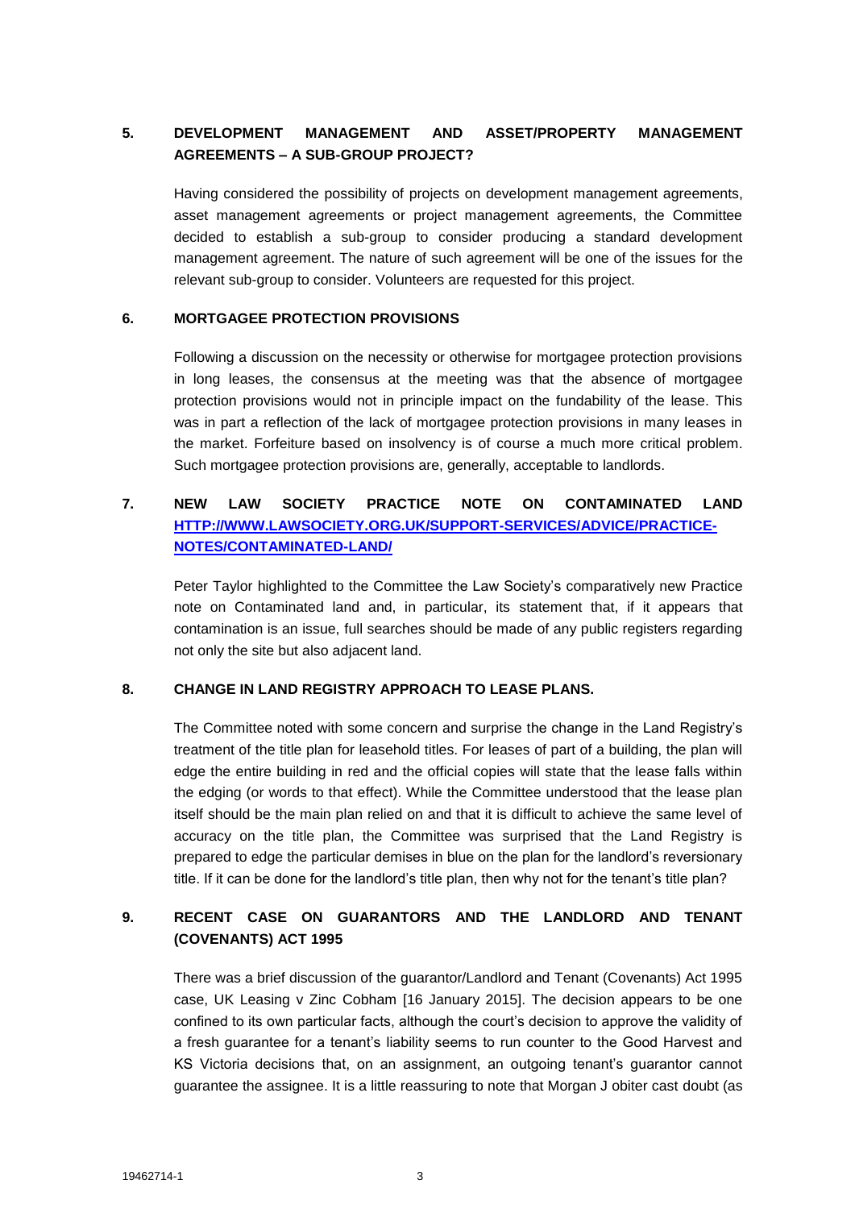## 5. DEVELOPMENT MANAGEMENT AND ASSET/PROPERTY MANAGEMENT AGREEMENTS – A SUB-GROUP PROJECT?

Having considered the possibility of projects on development management agreements, asset management agreements or project management agreements, the Committee decided to establish a sub-group to consider producing a standard development management agreement. The nature of such agreement will be one of the issues for the relevant sub-group to consider. Volunteers are requested for this project.

## 6. MORTGAGEE PROTECTION PROVISIONS

Following a discussion on the necessity or otherwise for mortgagee protection provisions in long leases, the consensus at the meeting was that the absence of mortgagee protection provisions would not in principle impact on the fundability of the lease. This was in part a reflection of the lack of mortgagee protection provisions in many leases in the market. Forfeiture based on insolvency is of course a much more critical problem. Such mortgagee protection provisions are, generally, acceptable to landlords.

## 7. NEW LAW SOCIETY PRACTICE NOTE ON CONTAMINATED LAND [HTTP://WWW.LAWSOCIETY.ORG.UK/SUPPORT-SERVICES/ADVICE/PRACTICE-NOTES/CONTAMINATED-LAND/](HTTP://WWW.LAWSOCIETY.ORG.UK/SUPPORT-SERVICES/ADVICE/PRACTICE-NOTES/CONTAMINATED-LAND/)

Peter Taylor highlighted to the Committee the Law Society's comparatively new Practice note on Contaminated land and, in particular, its statement that, if it appears that contamination is an issue, full searches should be made of any public registers regarding not only the site but also adjacent land.

## 8. CHANGE IN LAND REGISTRY APPROACH TO LEASE PLANS.

The Committee noted with some concern and surprise the change in the Land Registry's treatment of the title plan for leasehold titles. For leases of part of a building, the plan will edge the entire building in red and the official copies will state that the lease falls within the edging (or words to that effect). While the Committee understood that the lease plan itself should be the main plan relied on and that it is difficult to achieve the same level of accuracy on the title plan, the Committee was surprised that the Land Registry is prepared to edge the particular demises in blue on the plan for the landlord's reversionary title. If it can be done for the landlord's title plan, then why not for the tenant's title plan?

## 9. RECENT CASE ON GUARANTORS AND THE LANDLORD AND TENANT (COVENANTS) ACT 1995

There was a brief discussion of the guarantor/Landlord and Tenant (Covenants) Act 1995 case, UK Leasing v Zinc Cobham [16 January 2015]. The decision appears to be one confined to its own particular facts, although the court's decision to approve the validity of a fresh guarantee for a tenant's liability seems to run counter to the Good Harvest and KS Victoria decisions that, on an assignment, an outgoing tenant's guarantor cannot guarantee the assignee. It is a little reassuring to note that Morgan J obiter cast doubt (as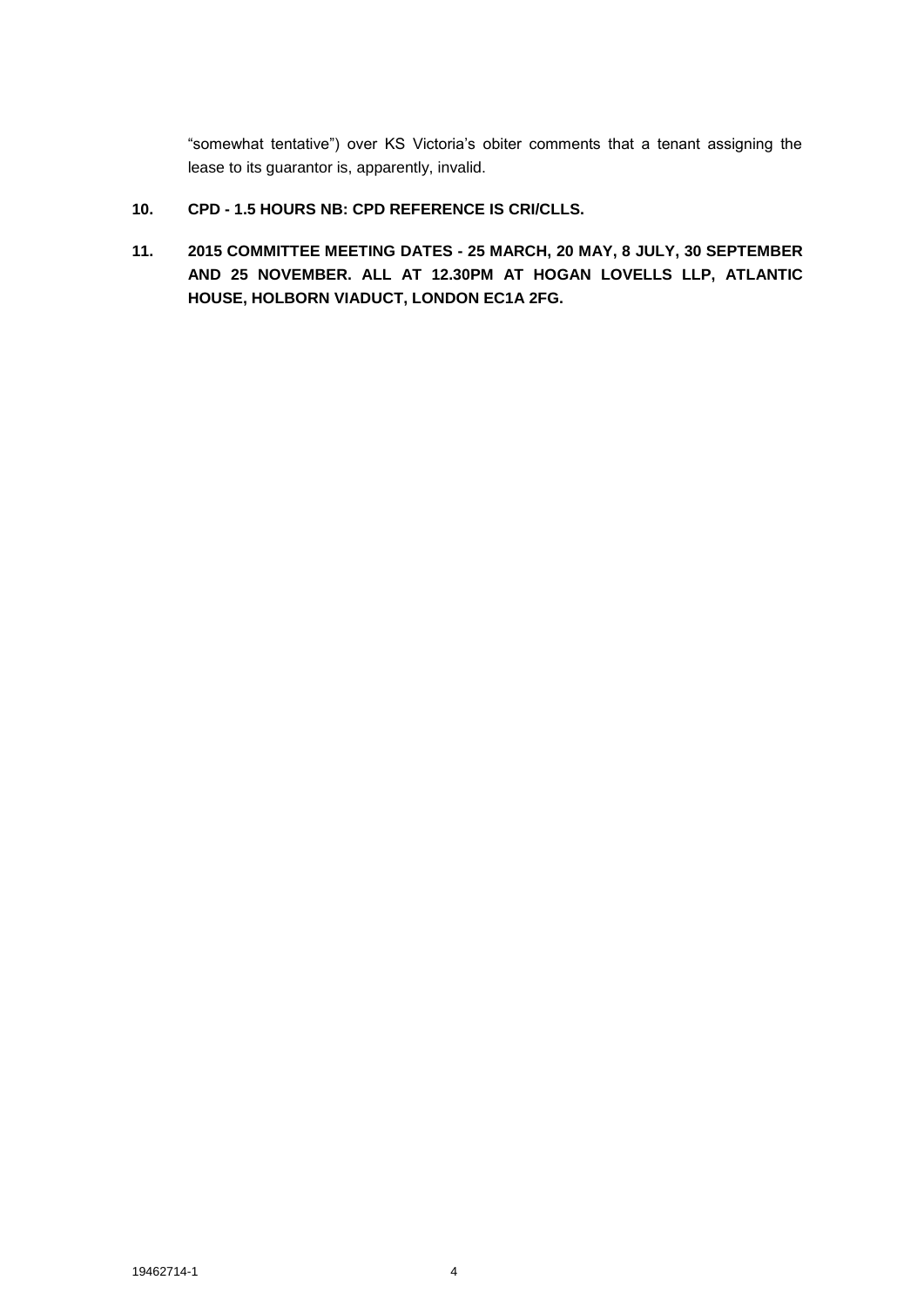"somewhat tentative") over KS Victoria's obiter comments that a tenant assigning the lease to its guarantor is, apparently, invalid.

**10. CPD - 1.5 HOURS NB: CPD REFERENCE IS CRI/CLLS.**

**11. 2015 COMMITTEE MEETING DATES - 25 MARCH, 20 MAY, 8 JULY, 30 SEPTEMBER AND 25 NOVEMBER. ALL AT 12.30PM AT HOGAN LOVELLS LLP, ATLANTIC HOUSE, HOLBORN VIADUCT, LONDON EC1A 2FG.**